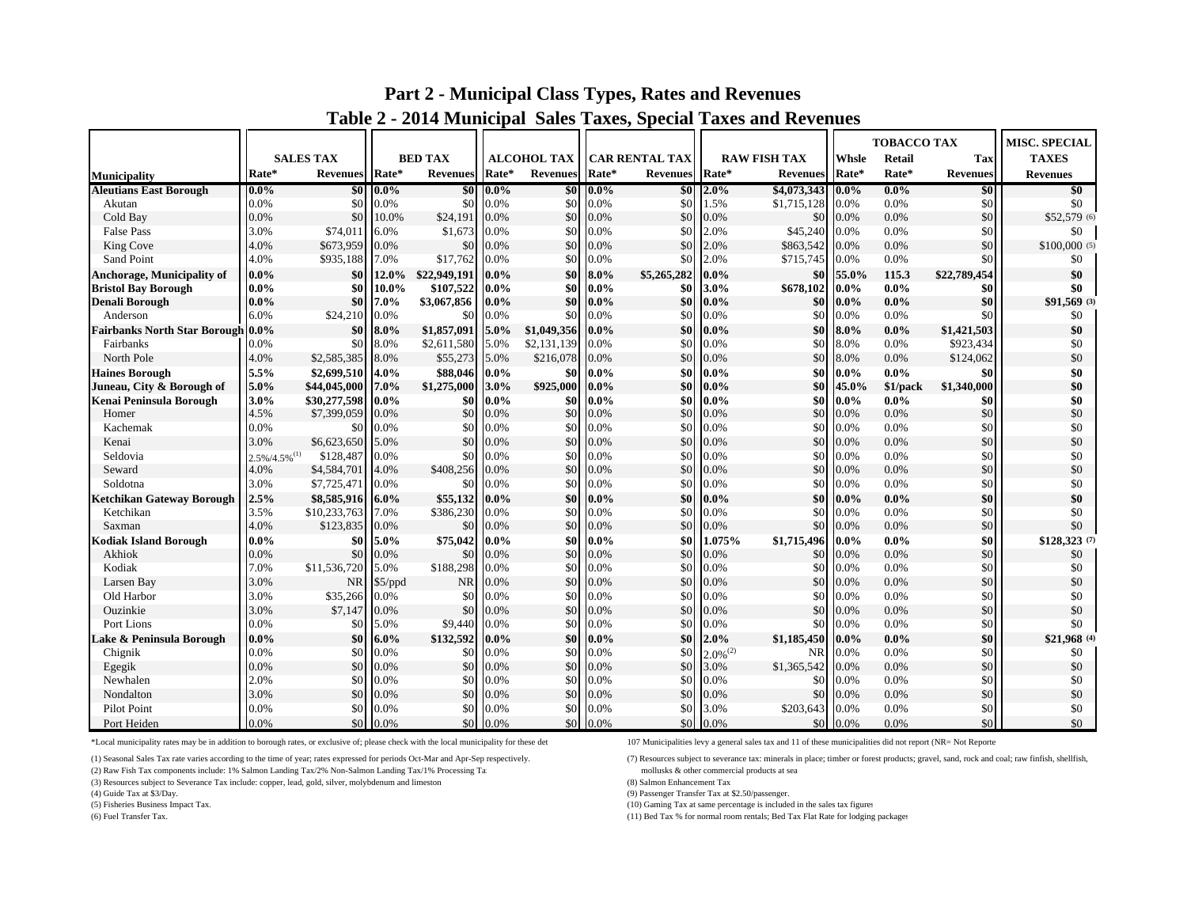# Part 2 - Municipal Class Types, Rates and Revenues

## Table 2 - 2014 Municipal Sales Taxes, Special Taxes and Revenues

| Municipality | SALES TAX | | BED TAX | | ALCOHOL TAX | | CAR RENTAL TAX | | RAW FISH TAX | | TOBACCO TAX | | | MISC. SPECIAL TAXES |
|---|---|---|---|---|---|---|---|---|---|---|---|---|---|---|
| | Rate* | Revenues | Rate* | Revenues | Rate* | Revenues | Rate* | Revenues | Rate* | Revenues | Whsle Rate* | Retail Rate* | Tax Revenues | Revenues |
| **Aleutians East Borough** | **0.0%** | **$0** | **0.0%** | **$0** | **0.0%** | **$0** | **0.0%** | **$0** | **2.0%** | **$4,073,343** | **0.0%** | **0.0%** | **$0** | **$0** |
| Akutan | 0.0% | $0 | 0.0% | $0 | 0.0% | $0 | 0.0% | $0 | 1.5% | $1,715,128 | 0.0% | 0.0% | $0 | $0 |
| Cold Bay | 0.0% | $0 | 10.0% | $24,191 | 0.0% | $0 | 0.0% | $0 | 0.0% | $0 | 0.0% | 0.0% | $0 | $52,579 (6) |
| False Pass | 3.0% | $74,011 | 6.0% | $1,673 | 0.0% | $0 | 0.0% | $0 | 2.0% | $45,240 | 0.0% | 0.0% | $0 | $0 |
| King Cove | 4.0% | $673,959 | 0.0% | $0 | 0.0% | $0 | 0.0% | $0 | 2.0% | $863,542 | 0.0% | 0.0% | $0 | $100,000 (5) |
| Sand Point | 4.0% | $935,188 | 7.0% | $17,762 | 0.0% | $0 | 0.0% | $0 | 2.0% | $715,745 | 0.0% | 0.0% | $0 | $0 |
| **Anchorage, Municipality of** | **0.0%** | **$0** | **12.0%** | **$22,949,191** | **0.0%** | **$0** | **8.0%** | **$5,265,282** | **0.0%** | **$0** | **55.0%** | **115.3** | **$22,789,454** | **$0** |
| **Bristol Bay Borough** | **0.0%** | **$0** | **10.0%** | **$107,522** | **0.0%** | **$0** | **0.0%** | **$0** | **3.0%** | **$678,102** | **0.0%** | **0.0%** | **$0** | **$0** |
| **Denali Borough** | **0.0%** | **$0** | **7.0%** | **$3,067,856** | **0.0%** | **$0** | **0.0%** | **$0** | **0.0%** | **$0** | **0.0%** | **0.0%** | **$0** | **$91,569 (3)** |
| Anderson | 6.0% | $24,210 | 0.0% | $0 | 0.0% | $0 | 0.0% | $0 | 0.0% | $0 | 0.0% | 0.0% | $0 | $0 |
| **Fairbanks North Star Borough** | **0.0%** | **$0** | **8.0%** | **$1,857,091** | **5.0%** | **$1,049,356** | **0.0%** | **$0** | **0.0%** | **$0** | **8.0%** | **0.0%** | **$1,421,503** | **$0** |
| Fairbanks | 0.0% | $0 | 8.0% | $2,611,580 | 5.0% | $2,131,139 | 0.0% | $0 | 0.0% | $0 | 8.0% | 0.0% | $923,434 | $0 |
| North Pole | 4.0% | $2,585,385 | 8.0% | $55,273 | 5.0% | $216,078 | 0.0% | $0 | 0.0% | $0 | 8.0% | 0.0% | $124,062 | $0 |
| **Haines Borough** | **5.5%** | **$2,699,510** | **4.0%** | **$88,046** | **0.0%** | **$0** | **0.0%** | **$0** | **0.0%** | **$0** | **0.0%** | **0.0%** | **$0** | **$0** |
| **Juneau, City & Borough of** | **5.0%** | **$44,045,000** | **7.0%** | **$1,275,000** | **3.0%** | **$925,000** | **0.0%** | **$0** | **0.0%** | **$0** | **45.0%** | **$1/pack** | **$1,340,000** | **$0** |
| **Kenai Peninsula Borough** | **3.0%** | **$30,277,598** | **0.0%** | **$0** | **0.0%** | **$0** | **0.0%** | **$0** | **0.0%** | **$0** | **0.0%** | **0.0%** | **$0** | **$0** |
| Homer | 4.5% | $7,399,059 | 0.0% | $0 | 0.0% | $0 | 0.0% | $0 | 0.0% | $0 | 0.0% | 0.0% | $0 | $0 |
| Kachemak | 0.0% | $0 | 0.0% | $0 | 0.0% | $0 | 0.0% | $0 | 0.0% | $0 | 0.0% | 0.0% | $0 | $0 |
| Kenai | 3.0% | $6,623,650 | 5.0% | $0 | 0.0% | $0 | 0.0% | $0 | 0.0% | $0 | 0.0% | 0.0% | $0 | $0 |
| Seldovia | 2.5%/4.5% (1) | $128,487 | 0.0% | $0 | 0.0% | $0 | 0.0% | $0 | 0.0% | $0 | 0.0% | 0.0% | $0 | $0 |
| Seward | 4.0% | $4,584,701 | 4.0% | $408,256 | 0.0% | $0 | 0.0% | $0 | 0.0% | $0 | 0.0% | 0.0% | $0 | $0 |
| Soldotna | 3.0% | $7,725,471 | 0.0% | $0 | 0.0% | $0 | 0.0% | $0 | 0.0% | $0 | 0.0% | 0.0% | $0 | $0 |
| **Ketchikan Gateway Borough** | **2.5%** | **$8,585,916** | **6.0%** | **$55,132** | **0.0%** | **$0** | **0.0%** | **$0** | **0.0%** | **$0** | **0.0%** | **0.0%** | **$0** | **$0** |
| Ketchikan | 3.5% | $10,233,763 | 7.0% | $386,230 | 0.0% | $0 | 0.0% | $0 | 0.0% | $0 | 0.0% | 0.0% | $0 | $0 |
| Saxman | 4.0% | $123,835 | 0.0% | $0 | 0.0% | $0 | 0.0% | $0 | 0.0% | $0 | 0.0% | 0.0% | $0 | $0 |
| **Kodiak Island Borough** | **0.0%** | **$0** | **5.0%** | **$75,042** | **0.0%** | **$0** | **0.0%** | **$0** | **1.075%** | **$1,715,496** | **0.0%** | **0.0%** | **$0** | **$128,323 (7)** |
| Akhiok | 0.0% | $0 | 0.0% | $0 | 0.0% | $0 | 0.0% | $0 | 0.0% | $0 | 0.0% | 0.0% | $0 | $0 |
| Kodiak | 7.0% | $11,536,720 | 5.0% | $188,298 | 0.0% | $0 | 0.0% | $0 | 0.0% | $0 | 0.0% | 0.0% | $0 | $0 |
| Larsen Bay | 3.0% | NR | $5/ppd | NR | 0.0% | $0 | 0.0% | $0 | 0.0% | $0 | 0.0% | 0.0% | $0 | $0 |
| Old Harbor | 3.0% | $35,266 | 0.0% | $0 | 0.0% | $0 | 0.0% | $0 | 0.0% | $0 | 0.0% | 0.0% | $0 | $0 |
| Ouzinkie | 3.0% | $7,147 | 0.0% | $0 | 0.0% | $0 | 0.0% | $0 | 0.0% | $0 | 0.0% | 0.0% | $0 | $0 |
| Port Lions | 0.0% | $0 | 5.0% | $9,440 | 0.0% | $0 | 0.0% | $0 | 0.0% | $0 | 0.0% | 0.0% | $0 | $0 |
| **Lake & Peninsula Borough** | **0.0%** | **$0** | **6.0%** | **$132,592** | **0.0%** | **$0** | **0.0%** | **$0** | **2.0%** | **$1,185,450** | **0.0%** | **0.0%** | **$0** | **$21,968 (4)** |
| Chignik | 0.0% | $0 | 0.0% | $0 | 0.0% | $0 | 0.0% | $0 | 2.0% (2) | NR | 0.0% | 0.0% | $0 | $0 |
| Egegik | 0.0% | $0 | 0.0% | $0 | 0.0% | $0 | 0.0% | $0 | 3.0% | $1,365,542 | 0.0% | 0.0% | $0 | $0 |
| Newhalen | 2.0% | $0 | 0.0% | $0 | 0.0% | $0 | 0.0% | $0 | 0.0% | $0 | 0.0% | 0.0% | $0 | $0 |
| Nondalton | 3.0% | $0 | 0.0% | $0 | 0.0% | $0 | 0.0% | $0 | 0.0% | $0 | 0.0% | 0.0% | $0 | $0 |
| Pilot Point | 0.0% | $0 | 0.0% | $0 | 0.0% | $0 | 0.0% | $0 | 3.0% | $203,643 | 0.0% | 0.0% | $0 | $0 |
| Port Heiden | 0.0% | $0 | 0.0% | $0 | 0.0% | $0 | 0.0% | $0 | 0.0% | $0 | 0.0% | 0.0% | $0 | $0 |

*Local municipality rates may be in addition to borough rates, or exclusive of; please check with the local municipality for these det

107 Municipalities levy a general sales tax and 11 of these municipalities did not report (NR= Not Reporte

(1) Seasonal Sales Tax rate varies according to the time of year; rates expressed for periods Oct-Mar and Apr-Sep respectively.

(2) Raw Fish Tax components include: 1% Salmon Landing Tax/2% Non-Salmon Landing Tax/1% Processing Ta

(3) Resources subject to Severance Tax include: copper, lead, gold, silver, molybdenum and limeston

(4) Guide Tax at $3/Day.

(5) Fisheries Business Impact Tax.

(6) Fuel Transfer Tax.

(7) Resources subject to severance tax: minerals in place; timber or forest products; gravel, sand, rock and coal; raw finfish, shellfish, mollusks & other commercial products at sea

(8) Salmon Enhancement Tax

(9) Passenger Transfer Tax at $2.50/passenger.

(10) Gaming Tax at same percentage is included in the sales tax figures

(11) Bed Tax % for normal room rentals; Bed Tax Flat Rate for lodging packages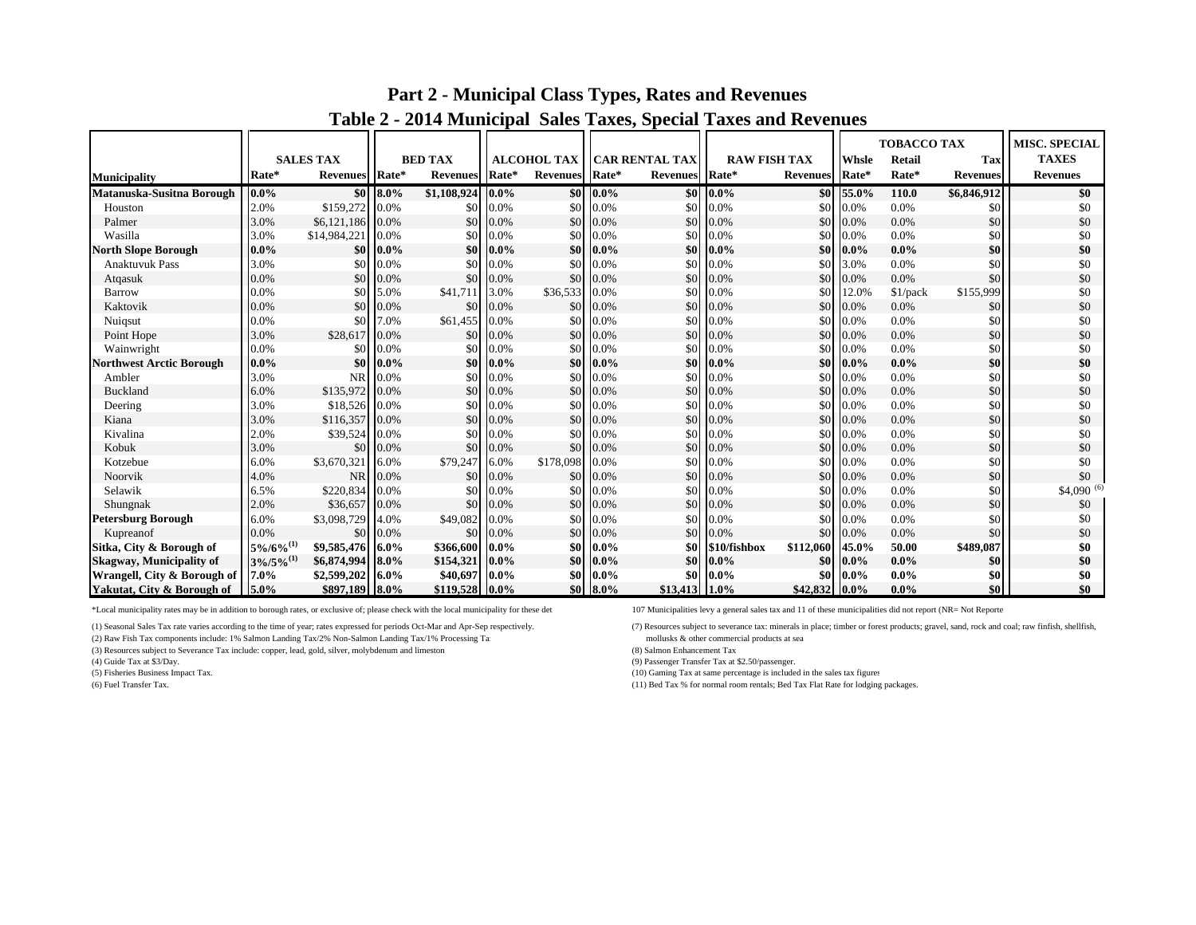# Part 2 - Municipal Class Types, Rates and Revenues

## Table 2 - 2014 Municipal Sales Taxes, Special Taxes and Revenues

| | SALES TAX | | BED TAX | | ALCOHOL TAX | | CAR RENTAL TAX | | RAW FISH TAX | | TOBACCO TAX | | | MISC. SPECIAL TAXES |
|---|---|---|---|---|---|---|---|---|---|---|---|---|---|---|
| Municipality | Rate* | Revenues | Rate* | Revenues | Rate* | Revenues | Rate* | Revenues | Rate* | Revenues | Whsle Rate* | Retail Rate* | Tax Revenues | Revenues |
| **Matanuska-Susitna Borough** | **0.0%** | **$0** | **8.0%** | **$1,108,924** | **0.0%** | **$0** | **0.0%** | **$0** | **0.0%** | **$0** | **55.0%** | **110.0** | **$6,846,912** | **$0** |
| Houston | 2.0% | $159,272 | 0.0% | $0 | 0.0% | $0 | 0.0% | $0 | 0.0% | $0 | 0.0% | 0.0% | $0 | $0 |
| Palmer | 3.0% | $6,121,186 | 0.0% | $0 | 0.0% | $0 | 0.0% | $0 | 0.0% | $0 | 0.0% | 0.0% | $0 | $0 |
| Wasilla | 3.0% | $14,984,221 | 0.0% | $0 | 0.0% | $0 | 0.0% | $0 | 0.0% | $0 | 0.0% | 0.0% | $0 | $0 |
| **North Slope Borough** | **0.0%** | **$0** | **0.0%** | **$0** | **0.0%** | **$0** | **0.0%** | **$0** | **0.0%** | **$0** | **0.0%** | **0.0%** | **$0** | **$0** |
| Anaktuvuk Pass | 3.0% | $0 | 0.0% | $0 | 0.0% | $0 | 0.0% | $0 | 0.0% | $0 | 3.0% | 0.0% | $0 | $0 |
| Atqasuk | 0.0% | $0 | 0.0% | $0 | 0.0% | $0 | 0.0% | $0 | 0.0% | $0 | 0.0% | 0.0% | $0 | $0 |
| Barrow | 0.0% | $0 | 5.0% | $41,711 | 3.0% | $36,533 | 0.0% | $0 | 0.0% | $0 | 12.0% | $1/pack | $155,999 | $0 |
| Kaktovik | 0.0% | $0 | 0.0% | $0 | 0.0% | $0 | 0.0% | $0 | 0.0% | $0 | 0.0% | 0.0% | $0 | $0 |
| Nuiqsut | 0.0% | $0 | 7.0% | $61,455 | 0.0% | $0 | 0.0% | $0 | 0.0% | $0 | 0.0% | 0.0% | $0 | $0 |
| Point Hope | 3.0% | $28,617 | 0.0% | $0 | 0.0% | $0 | 0.0% | $0 | 0.0% | $0 | 0.0% | 0.0% | $0 | $0 |
| Wainwright | 0.0% | $0 | 0.0% | $0 | 0.0% | $0 | 0.0% | $0 | 0.0% | $0 | 0.0% | 0.0% | $0 | $0 |
| **Northwest Arctic Borough** | **0.0%** | **$0** | **0.0%** | **$0** | **0.0%** | **$0** | **0.0%** | **$0** | **0.0%** | **$0** | **0.0%** | **0.0%** | **$0** | **$0** |
| Ambler | 3.0% | NR | 0.0% | $0 | 0.0% | $0 | 0.0% | $0 | 0.0% | $0 | 0.0% | 0.0% | $0 | $0 |
| Buckland | 6.0% | $135,972 | 0.0% | $0 | 0.0% | $0 | 0.0% | $0 | 0.0% | $0 | 0.0% | 0.0% | $0 | $0 |
| Deering | 3.0% | $18,526 | 0.0% | $0 | 0.0% | $0 | 0.0% | $0 | 0.0% | $0 | 0.0% | 0.0% | $0 | $0 |
| Kiana | 3.0% | $116,357 | 0.0% | $0 | 0.0% | $0 | 0.0% | $0 | 0.0% | $0 | 0.0% | 0.0% | $0 | $0 |
| Kivalina | 2.0% | $39,524 | 0.0% | $0 | 0.0% | $0 | 0.0% | $0 | 0.0% | $0 | 0.0% | 0.0% | $0 | $0 |
| Kobuk | 3.0% | $0 | 0.0% | $0 | 0.0% | $0 | 0.0% | $0 | 0.0% | $0 | 0.0% | 0.0% | $0 | $0 |
| Kotzebue | 6.0% | $3,670,321 | 6.0% | $79,247 | 6.0% | $178,098 | 0.0% | $0 | 0.0% | $0 | 0.0% | 0.0% | $0 | $0 |
| Noorvik | 4.0% | NR | 0.0% | $0 | 0.0% | $0 | 0.0% | $0 | 0.0% | $0 | 0.0% | 0.0% | $0 | $0 |
| Selawik | 6.5% | $220,834 | 0.0% | $0 | 0.0% | $0 | 0.0% | $0 | 0.0% | $0 | 0.0% | 0.0% | $0 | $4,090 (6) |
| Shungnak | 2.0% | $36,657 | 0.0% | $0 | 0.0% | $0 | 0.0% | $0 | 0.0% | $0 | 0.0% | 0.0% | $0 | $0 |
| **Petersburg Borough** | 6.0% | $3,098,729 | 4.0% | $49,082 | 0.0% | $0 | 0.0% | $0 | 0.0% | $0 | 0.0% | 0.0% | $0 | $0 |
| Kupreanof | 0.0% | $0 | 0.0% | $0 | 0.0% | $0 | 0.0% | $0 | 0.0% | $0 | 0.0% | 0.0% | $0 | $0 |
| **Sitka, City & Borough of** | **5%/6%(1)** | **$9,585,476** | **6.0%** | **$366,600** | **0.0%** | **$0** | **0.0%** | **$0** | **$10/fishbox** | **$112,060** | **45.0%** | **50.00** | **$489,087** | **$0** |
| **Skagway, Municipality of** | **3%/5%(1)** | **$6,874,994** | **8.0%** | **$154,321** | **0.0%** | **$0** | **0.0%** | **$0** | **0.0%** | **$0** | **0.0%** | **0.0%** | **$0** | **$0** |
| **Wrangell, City & Borough of** | **7.0%** | **$2,599,202** | **6.0%** | **$40,697** | **0.0%** | **$0** | **0.0%** | **$0** | **0.0%** | **$0** | **0.0%** | **0.0%** | **$0** | **$0** |
| **Yakutat, City & Borough of** | **5.0%** | **$897,189** | **8.0%** | **$119,528** | **0.0%** | **$0** | **8.0%** | **$13,413** | **1.0%** | **$42,832** | **0.0%** | **0.0%** | **$0** | **$0** |

*Local municipality rates may be in addition to borough rates, or exclusive of; please check with the local municipality for these det

(1) Seasonal Sales Tax rate varies according to the time of year; rates expressed for periods Oct-Mar and Apr-Sep respectively.
(2) Raw Fish Tax components include: 1% Salmon Landing Tax/2% Non-Salmon Landing Tax/1% Processing Ta
(3) Resources subject to Severance Tax include: copper, lead, gold, silver, molybdenum and limeston
(4) Guide Tax at $3/Day.
(5) Fisheries Business Impact Tax.
(6) Fuel Transfer Tax.

107 Municipalities levy a general sales tax and 11 of these municipalities did not report (NR= Not Reporte

(7) Resources subject to severance tax: minerals in place; timber or forest products; gravel, sand, rock and coal; raw finfish, shellfish, mollusks & other commercial products at sea
(8) Salmon Enhancement Tax
(9) Passenger Transfer Tax at $2.50/passenger.
(10) Gaming Tax at same percentage is included in the sales tax figures
(11) Bed Tax % for normal room rentals; Bed Tax Flat Rate for lodging packages.